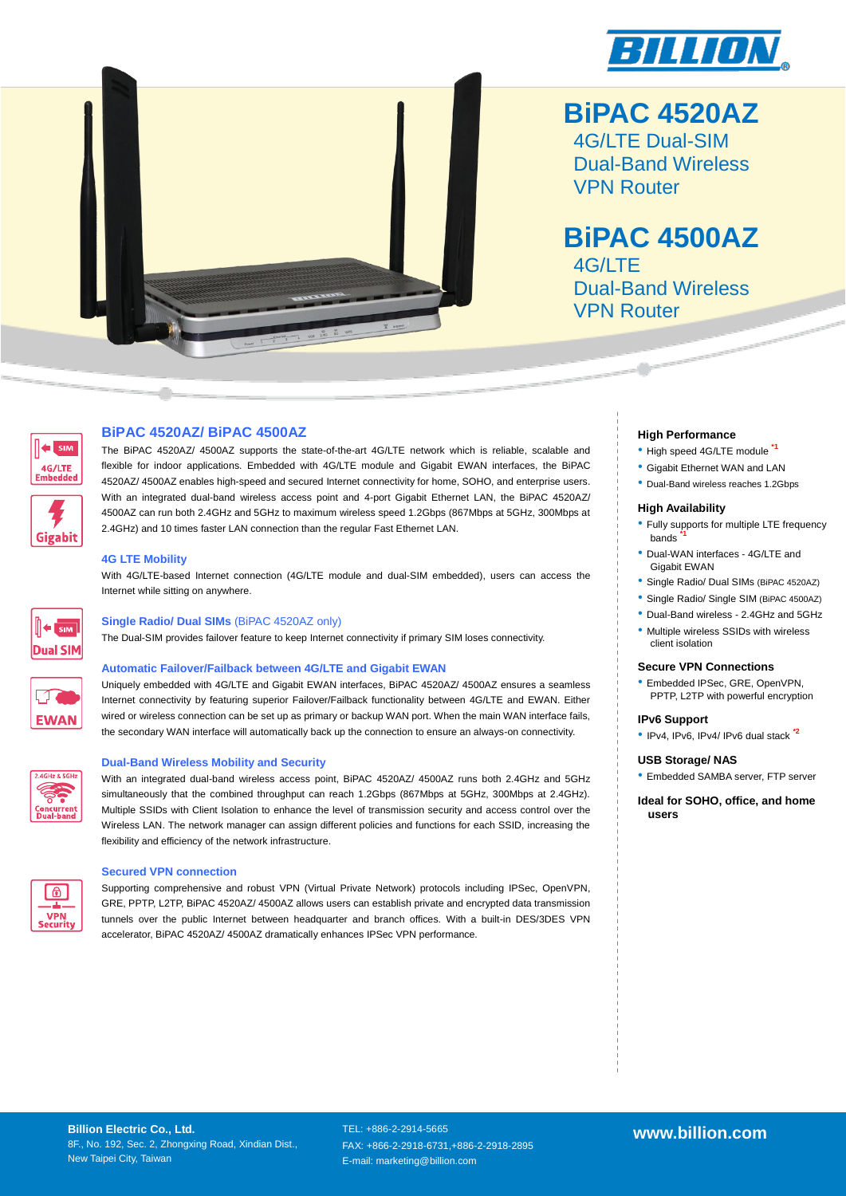# BiPAC 4520AZ

4G/LTE Dual-SIM
Dual-Band Wireless
VPN Router

# BiPAC 4500AZ

4G/LTE
Dual-Band Wireless
VPN Router

## BiPAC 4520AZ/ BiPAC 4500AZ

The BiPAC 4520AZ/ 4500AZ supports the state-of-the-art 4G/LTE network which is reliable, scalable and flexible for indoor applications. Embedded with 4G/LTE module and Gigabit EWAN interfaces, the BiPAC 4520AZ/ 4500AZ enables high-speed and secured Internet connectivity for home, SOHO, and enterprise users. With an integrated dual-band wireless access point and 4-port Gigabit Ethernet LAN, the BiPAC 4520AZ/ 4500AZ can run both 2.4GHz and 5GHz to maximum wireless speed 1.2Gbps (867Mbps at 5GHz, 300Mbps at 2.4GHz) and 10 times faster LAN connection than the regular Fast Ethernet LAN.

### 4G LTE Mobility

With 4G/LTE-based Internet connection (4G/LTE module and dual-SIM embedded), users can access the Internet while sitting on anywhere.

### Single Radio/ Dual SIMs (BiPAC 4520AZ only)

The Dual-SIM provides failover feature to keep Internet connectivity if primary SIM loses connectivity.

### Automatic Failover/Failback between 4G/LTE and Gigabit EWAN

Uniquely embedded with 4G/LTE and Gigabit EWAN interfaces, BiPAC 4520AZ/ 4500AZ ensures a seamless Internet connectivity by featuring superior Failover/Failback functionality between 4G/LTE and EWAN. Either wired or wireless connection can be set up as primary or backup WAN port. When the main WAN interface fails, the secondary WAN interface will automatically back up the connection to ensure an always-on connectivity.

### Dual-Band Wireless Mobility and Security

With an integrated dual-band wireless access point, BiPAC 4520AZ/ 4500AZ runs both 2.4GHz and 5GHz simultaneously that the combined throughput can reach 1.2Gbps (867Mbps at 5GHz, 300Mbps at 2.4GHz). Multiple SSIDs with Client Isolation to enhance the level of transmission security and access control over the Wireless LAN. The network manager can assign different policies and functions for each SSID, increasing the flexibility and efficiency of the network infrastructure.

### Secured VPN connection

Supporting comprehensive and robust VPN (Virtual Private Network) protocols including IPSec, OpenVPN, GRE, PPTP, L2TP, BiPAC 4520AZ/ 4500AZ allows users can establish private and encrypted data transmission tunnels over the public Internet between headquarter and branch offices. With a built-in DES/3DES VPN accelerator, BiPAC 4520AZ/ 4500AZ dramatically enhances IPSec VPN performance.

### High Performance

- High speed 4G/LTE module [*1]
- Gigabit Ethernet WAN and LAN
- Dual-Band wireless reaches 1.2Gbps

### High Availability

- Fully supports for multiple LTE frequency bands [*1]
- Dual-WAN interfaces - 4G/LTE and Gigabit EWAN
- Single Radio/ Dual SIMs (BiPAC 4520AZ)
- Single Radio/ Single SIM (BiPAC 4500AZ)
- Dual-Band wireless - 2.4GHz and 5GHz
- Multiple wireless SSIDs with wireless client isolation

### Secure VPN Connections

- Embedded IPSec, GRE, OpenVPN, PPTP, L2TP with powerful encryption

### IPv6 Support

- IPv4, IPv6, IPv4/ IPv6 dual stack [*2]

### USB Storage/ NAS

- Embedded SAMBA server, FTP server

**Ideal for SOHO, office, and home users**

**Billion Electric Co., Ltd.**
8F., No. 192, Sec. 2, Zhongxing Road, Xindian Dist., New Taipei City, Taiwan

TEL: +886-2-2914-5665
FAX: +866-2-2918-6731,+886-2-2918-2895
E-mail: marketing@billion.com

**www.billion.com**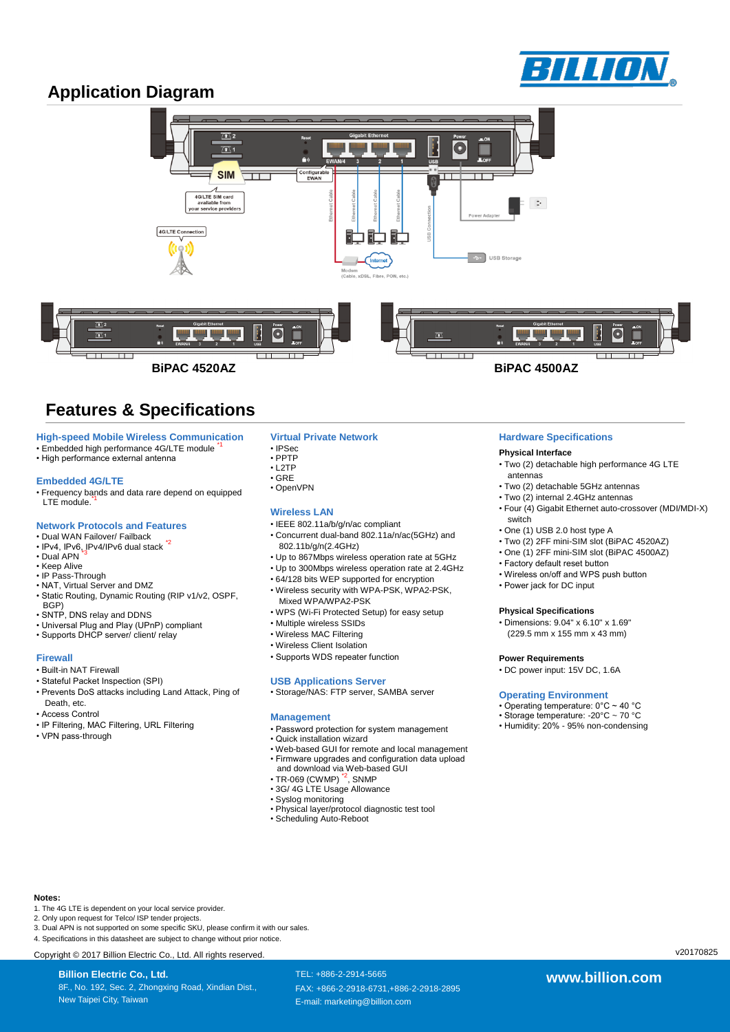## Application Diagram

BiPAC 4520AZ

BiPAC 4500AZ

## Features & Specifications

### High-speed Mobile Wireless Communication

- Embedded high performance 4G/LTE module [*1]
- High performance external antenna

### Embedded 4G/LTE

- Frequency bands and data rare depend on equipped LTE module. [*1]

### Network Protocols and Features

- Dual WAN Failover/ Failback
- IPv4, IPv6, IPv4/IPv6 dual stack [*2]
- Dual APN [*3]
- Keep Alive
- IP Pass-Through
- NAT, Virtual Server and DMZ
- Static Routing, Dynamic Routing (RIP v1/v2, OSPF, BGP)
- SNTP, DNS relay and DDNS
- Universal Plug and Play (UPnP) compliant
- Supports DHCP server/ client/ relay

### Firewall

- Built-in NAT Firewall
- Stateful Packet Inspection (SPI)
- Prevents DoS attacks including Land Attack, Ping of Death, etc.
- Access Control
- IP Filtering, MAC Filtering, URL Filtering
- VPN pass-through

### Virtual Private Network

- IPSec
- PPTP
- L2TP
- GRE
- OpenVPN

### Wireless LAN

- IEEE 802.11a/b/g/n/ac compliant
- Concurrent dual-band 802.11a/n/ac(5GHz) and 802.11b/g/n(2.4GHz)
- Up to 867Mbps wireless operation rate at 5GHz
- Up to 300Mbps wireless operation rate at 2.4GHz
- 64/128 bits WEP supported for encryption
- Wireless security with WPA-PSK, WPA2-PSK, Mixed WPA/WPA2-PSK
- WPS (Wi-Fi Protected Setup) for easy setup
- Multiple wireless SSIDs
- Wireless MAC Filtering
- Wireless Client Isolation
- Supports WDS repeater function

### USB Applications Server

- Storage/NAS: FTP server, SAMBA server

### Management

- Password protection for system management
- Quick installation wizard
- Web-based GUI for remote and local management
- Firmware upgrades and configuration data upload and download via Web-based GUI
- TR-069 (CWMP) [*2], SNMP
- 3G/ 4G LTE Usage Allowance
- Syslog monitoring
- Physical layer/protocol diagnostic test tool
- Scheduling Auto-Reboot

### Hardware Specifications

**Physical Interface**

- Two (2) detachable high performance 4G LTE antennas
- Two (2) detachable 5GHz antennas
- Two (2) internal 2.4GHz antennas
- Four (4) Gigabit Ethernet auto-crossover (MDI/MDI-X) switch
- One (1) USB 2.0 host type A
- Two (2) 2FF mini-SIM slot (BiPAC 4520AZ)
- One (1) 2FF mini-SIM slot (BiPAC 4500AZ)
- Factory default reset button
- Wireless on/off and WPS push button
- Power jack for DC input

**Physical Specifications**

- Dimensions: 9.04" x 6.10" x 1.69" (229.5 mm x 155 mm x 43 mm)

**Power Requirements**

- DC power input: 15V DC, 1.6A

### Operating Environment

- Operating temperature: 0°C ~ 40 °C
- Storage temperature: -20°C ~ 70 °C
- Humidity: 20% - 95% non-condensing

**Notes:**

1. The 4G LTE is dependent on your local service provider.
2. Only upon request for Telco/ ISP tender projects.
3. Dual APN is not supported on some specific SKU, please confirm it with our sales.
4. Specifications in this datasheet are subject to change without prior notice.

Copyright © 2017 Billion Electric Co., Ltd. All rights reserved.

v20170825

**Billion Electric Co., Ltd.**
8F., No. 192, Sec. 2, Zhongxing Road, Xindian Dist., New Taipei City, Taiwan

TEL: +886-2-2914-5665
FAX: +866-2-2918-6731,+886-2-2918-2895
E-mail: marketing@billion.com

**www.billion.com**